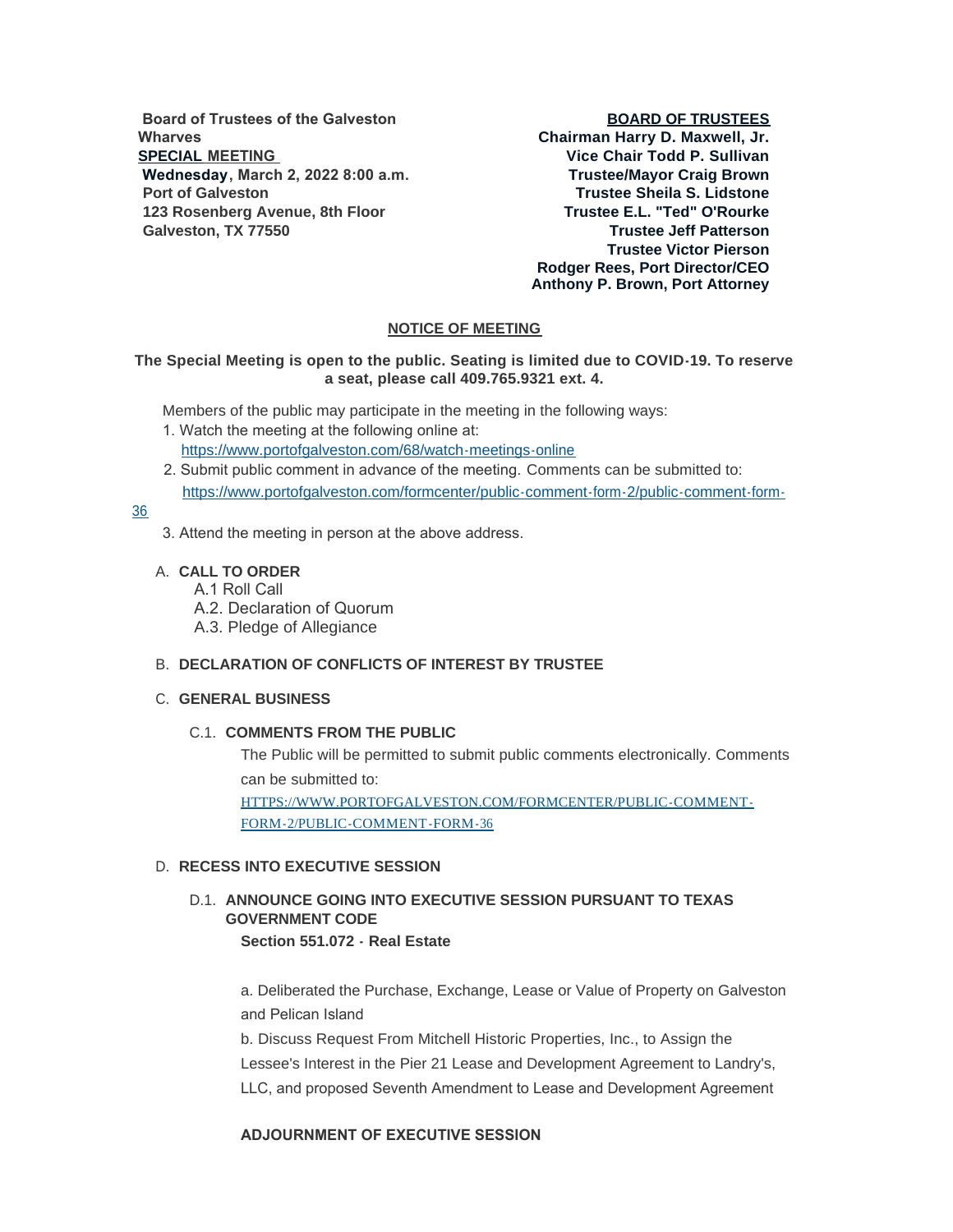**Board of Trustees of the Galveston Wharves**
**SPECIAL MEETING**
**Wednesday, March 2, 2022 8:00 a.m.**
**Port of Galveston**
**123 Rosenberg Avenue, 8th Floor**
**Galveston, TX 77550**

**BOARD OF TRUSTEES**
**Chairman Harry D. Maxwell, Jr.**
**Vice Chair Todd P. Sullivan**
**Trustee/Mayor Craig Brown**
**Trustee Sheila S. Lidstone**
**Trustee E.L. "Ted" O'Rourke**
**Trustee Jeff Patterson**
**Trustee Victor Pierson**
**Rodger Rees, Port Director/CEO**
**Anthony P. Brown, Port Attorney**

## NOTICE OF MEETING

**The Special Meeting is open to the public. Seating is limited due to COVID-19. To reserve a seat, please call 409.765.9321 ext. 4.**

Members of the public may participate in the meeting in the following ways:

1. Watch the meeting at the following online at: https://www.portofgalveston.com/68/watch-meetings-online
2. Submit public comment in advance of the meeting. Comments can be submitted to: https://www.portofgalveston.com/formcenter/public-comment-form-2/public-comment-form-36
3. Attend the meeting in person at the above address.

A. **CALL TO ORDER**
   - A.1 Roll Call
   - A.2. Declaration of Quorum
   - A.3. Pledge of Allegiance

B. **DECLARATION OF CONFLICTS OF INTEREST BY TRUSTEE**

C. **GENERAL BUSINESS**

C.1. **COMMENTS FROM THE PUBLIC**

The Public will be permitted to submit public comments electronically. Comments can be submitted to:
HTTPS://WWW.PORTOFGALVESTON.COM/FORMCENTER/PUBLIC-COMMENT-FORM-2/PUBLIC-COMMENT-FORM-36

D. **RECESS INTO EXECUTIVE SESSION**

D.1. **ANNOUNCE GOING INTO EXECUTIVE SESSION PURSUANT TO TEXAS GOVERNMENT CODE**

**Section 551.072 - Real Estate**

a. Deliberated the Purchase, Exchange, Lease or Value of Property on Galveston and Pelican Island

b. Discuss Request From Mitchell Historic Properties, Inc., to Assign the Lessee's Interest in the Pier 21 Lease and Development Agreement to Landry's, LLC, and proposed Seventh Amendment to Lease and Development Agreement

**ADJOURNMENT OF EXECUTIVE SESSION**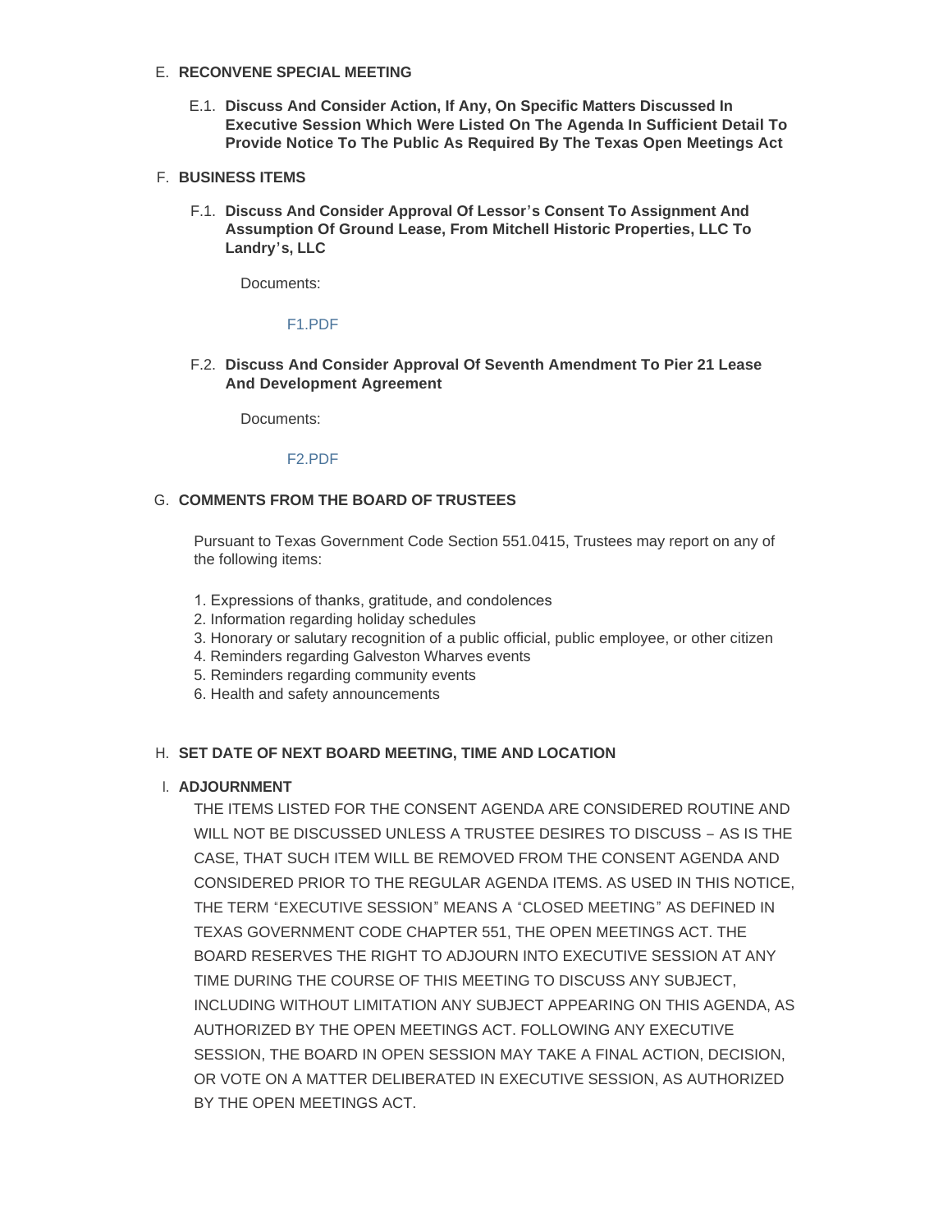## E. RECONVENE SPECIAL MEETING

### E.1. Discuss And Consider Action, If Any, On Specific Matters Discussed In Executive Session Which Were Listed On The Agenda In Sufficient Detail To Provide Notice To The Public As Required By The Texas Open Meetings Act

## F. BUSINESS ITEMS

### F.1. Discuss And Consider Approval Of Lessor's Consent To Assignment And Assumption Of Ground Lease, From Mitchell Historic Properties, LLC To Landry's, LLC

Documents:

F1.PDF

### F.2. Discuss And Consider Approval Of Seventh Amendment To Pier 21 Lease And Development Agreement

Documents:

F2.PDF

## G. COMMENTS FROM THE BOARD OF TRUSTEES

Pursuant to Texas Government Code Section 551.0415, Trustees may report on any of the following items:

1. Expressions of thanks, gratitude, and condolences
2. Information regarding holiday schedules
3. Honorary or salutary recognition of a public official, public employee, or other citizen
4. Reminders regarding Galveston Wharves events
5. Reminders regarding community events
6. Health and safety announcements

## H. SET DATE OF NEXT BOARD MEETING, TIME AND LOCATION

## I. ADJOURNMENT

THE ITEMS LISTED FOR THE CONSENT AGENDA ARE CONSIDERED ROUTINE AND WILL NOT BE DISCUSSED UNLESS A TRUSTEE DESIRES TO DISCUSS – AS IS THE CASE, THAT SUCH ITEM WILL BE REMOVED FROM THE CONSENT AGENDA AND CONSIDERED PRIOR TO THE REGULAR AGENDA ITEMS. AS USED IN THIS NOTICE, THE TERM "EXECUTIVE SESSION" MEANS A "CLOSED MEETING" AS DEFINED IN TEXAS GOVERNMENT CODE CHAPTER 551, THE OPEN MEETINGS ACT. THE BOARD RESERVES THE RIGHT TO ADJOURN INTO EXECUTIVE SESSION AT ANY TIME DURING THE COURSE OF THIS MEETING TO DISCUSS ANY SUBJECT, INCLUDING WITHOUT LIMITATION ANY SUBJECT APPEARING ON THIS AGENDA, AS AUTHORIZED BY THE OPEN MEETINGS ACT. FOLLOWING ANY EXECUTIVE SESSION, THE BOARD IN OPEN SESSION MAY TAKE A FINAL ACTION, DECISION, OR VOTE ON A MATTER DELIBERATED IN EXECUTIVE SESSION, AS AUTHORIZED BY THE OPEN MEETINGS ACT.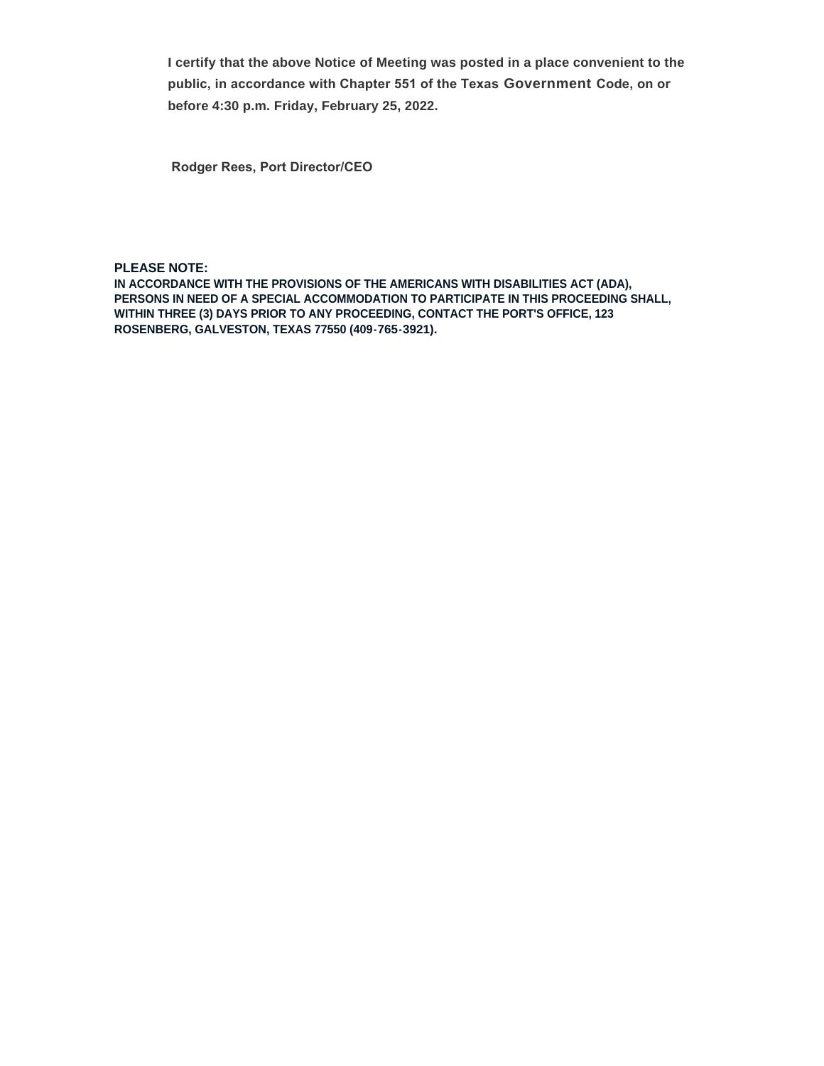**I certify that the above Notice of Meeting was posted in a place convenient to the public, in accordance with Chapter 551 of the Texas Government Code, on or before 4:30 p.m. Friday, February 25, 2022.**

**Rodger Rees, Port Director/CEO**

**PLEASE NOTE:**

**IN ACCORDANCE WITH THE PROVISIONS OF THE AMERICANS WITH DISABILITIES ACT (ADA), PERSONS IN NEED OF A SPECIAL ACCOMMODATION TO PARTICIPATE IN THIS PROCEEDING SHALL, WITHIN THREE (3) DAYS PRIOR TO ANY PROCEEDING, CONTACT THE PORT'S OFFICE, 123 ROSENBERG, GALVESTON, TEXAS 77550 (409-765-3921).**